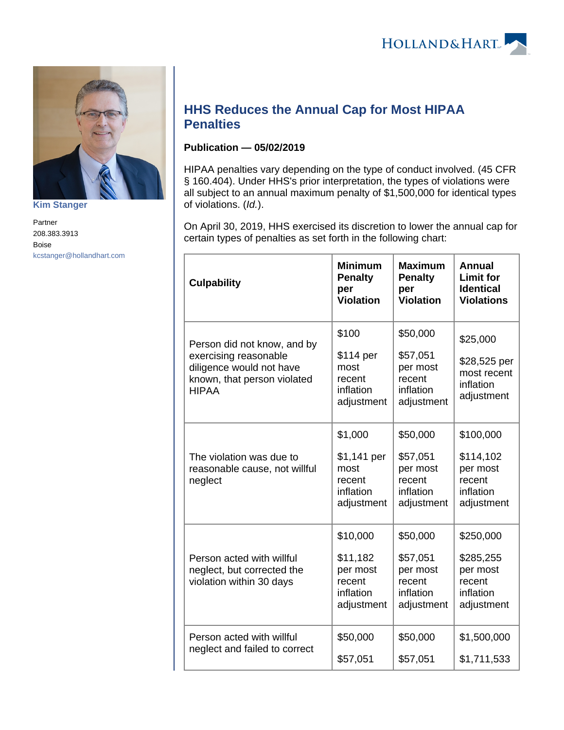Kim Stanger

Partner
208.383.3913
Boise
kcstanger@hollandhart.com

# HHS Reduces the Annual Cap for Most HIPAA Penalties

**Publication — 05/02/2019**

HIPAA penalties vary depending on the type of conduct involved. (45 CFR § 160.404). Under HHS's prior interpretation, the types of violations were all subject to an annual maximum penalty of $1,500,000 for identical types of violations. (*Id.*).

On April 30, 2019, HHS exercised its discretion to lower the annual cap for certain types of penalties as set forth in the following chart:

| Culpability | Minimum Penalty per Violation | Maximum Penalty per Violation | Annual Limit for Identical Violations |
|---|---|---|---|
| Person did not know, and by exercising reasonable diligence would not have known, that person violated HIPAA | $100<br><br>$114 per most recent inflation adjustment | $50,000<br><br>$57,051 per most recent inflation adjustment | $25,000<br><br>$28,525 per most recent inflation adjustment |
| The violation was due to reasonable cause, not willful neglect | $1,000<br><br>$1,141 per most recent inflation adjustment | $50,000<br><br>$57,051 per most recent inflation adjustment | $100,000<br><br>$114,102 per most recent inflation adjustment |
| Person acted with willful neglect, but corrected the violation within 30 days | $10,000<br><br>$11,182 per most recent inflation adjustment | $50,000<br><br>$57,051 per most recent inflation adjustment | $250,000<br><br>$285,255 per most recent inflation adjustment |
| Person acted with willful neglect and failed to correct | $50,000<br><br>$57,051 | $50,000<br><br>$57,051 | $1,500,000<br><br>$1,711,533 |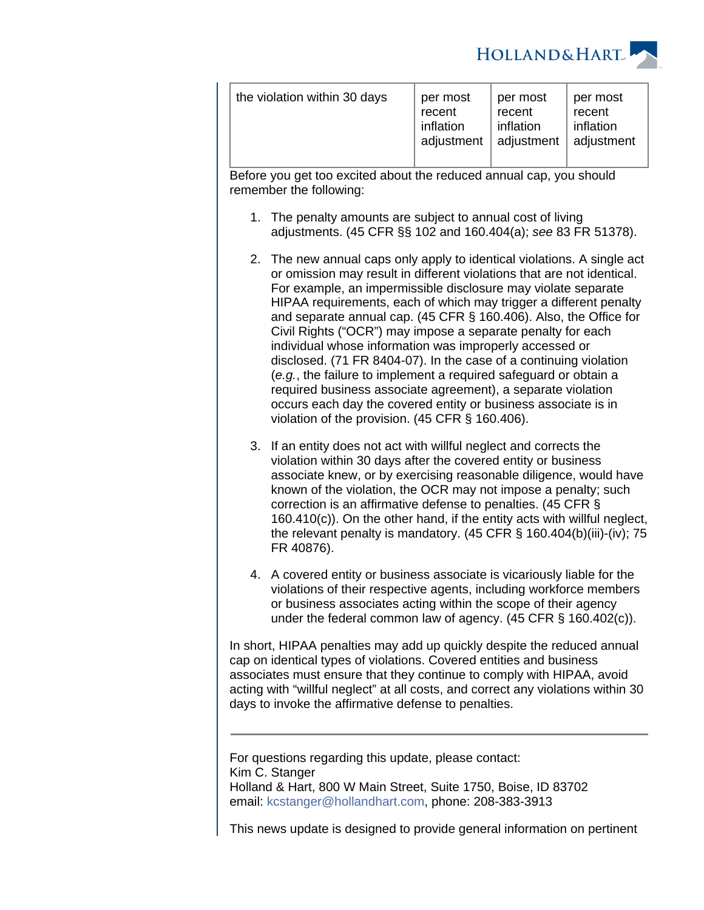| the violation within 30 days | per most recent inflation adjustment | per most recent inflation adjustment | per most recent inflation adjustment |
|---|---|---|---|

Before you get too excited about the reduced annual cap, you should remember the following:

1. The penalty amounts are subject to annual cost of living adjustments. (45 CFR §§ 102 and 160.404(a); *see* 83 FR 51378).

2. The new annual caps only apply to identical violations. A single act or omission may result in different violations that are not identical. For example, an impermissible disclosure may violate separate HIPAA requirements, each of which may trigger a different penalty and separate annual cap. (45 CFR § 160.406). Also, the Office for Civil Rights ("OCR") may impose a separate penalty for each individual whose information was improperly accessed or disclosed. (71 FR 8404-07). In the case of a continuing violation (*e.g.*, the failure to implement a required safeguard or obtain a required business associate agreement), a separate violation occurs each day the covered entity or business associate is in violation of the provision. (45 CFR § 160.406).

3. If an entity does not act with willful neglect and corrects the violation within 30 days after the covered entity or business associate knew, or by exercising reasonable diligence, would have known of the violation, the OCR may not impose a penalty; such correction is an affirmative defense to penalties. (45 CFR § 160.410(c)). On the other hand, if the entity acts with willful neglect, the relevant penalty is mandatory. (45 CFR § 160.404(b)(iii)-(iv); 75 FR 40876).

4. A covered entity or business associate is vicariously liable for the violations of their respective agents, including workforce members or business associates acting within the scope of their agency under the federal common law of agency. (45 CFR § 160.402(c)).

In short, HIPAA penalties may add up quickly despite the reduced annual cap on identical types of violations. Covered entities and business associates must ensure that they continue to comply with HIPAA, avoid acting with "willful neglect" at all costs, and correct any violations within 30 days to invoke the affirmative defense to penalties.

---

For questions regarding this update, please contact:
Kim C. Stanger
Holland & Hart, 800 W Main Street, Suite 1750, Boise, ID 83702
email: kcstanger@hollandhart.com, phone: 208-383-3913

This news update is designed to provide general information on pertinent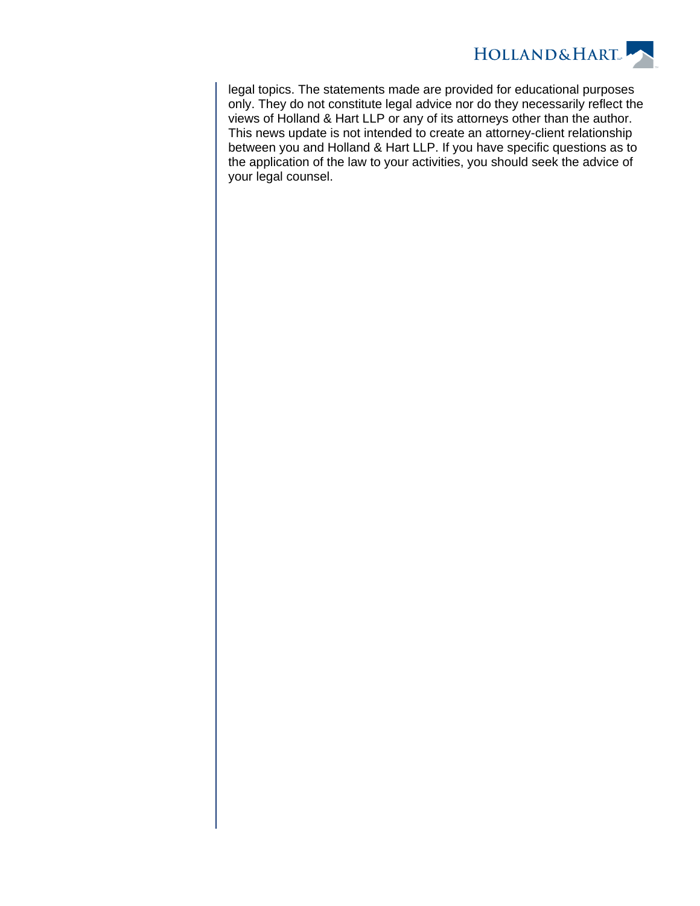legal topics. The statements made are provided for educational purposes only. They do not constitute legal advice nor do they necessarily reflect the views of Holland & Hart LLP or any of its attorneys other than the author. This news update is not intended to create an attorney-client relationship between you and Holland & Hart LLP. If you have specific questions as to the application of the law to your activities, you should seek the advice of your legal counsel.